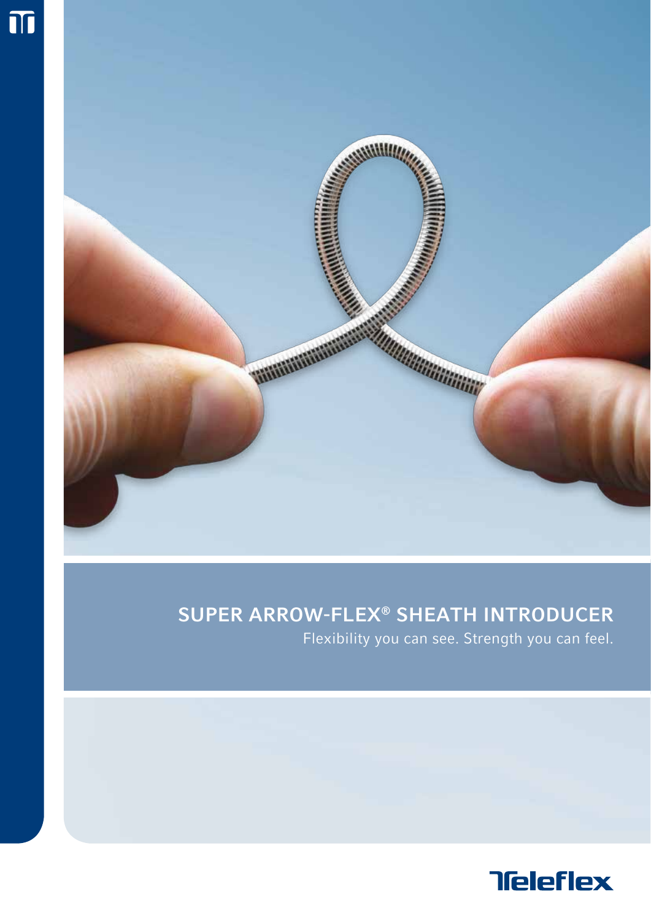# SUPER ARROW-FLEX® SHEATH INTRODUCER

Flexibility you can see. Strength you can feel.

Teleflex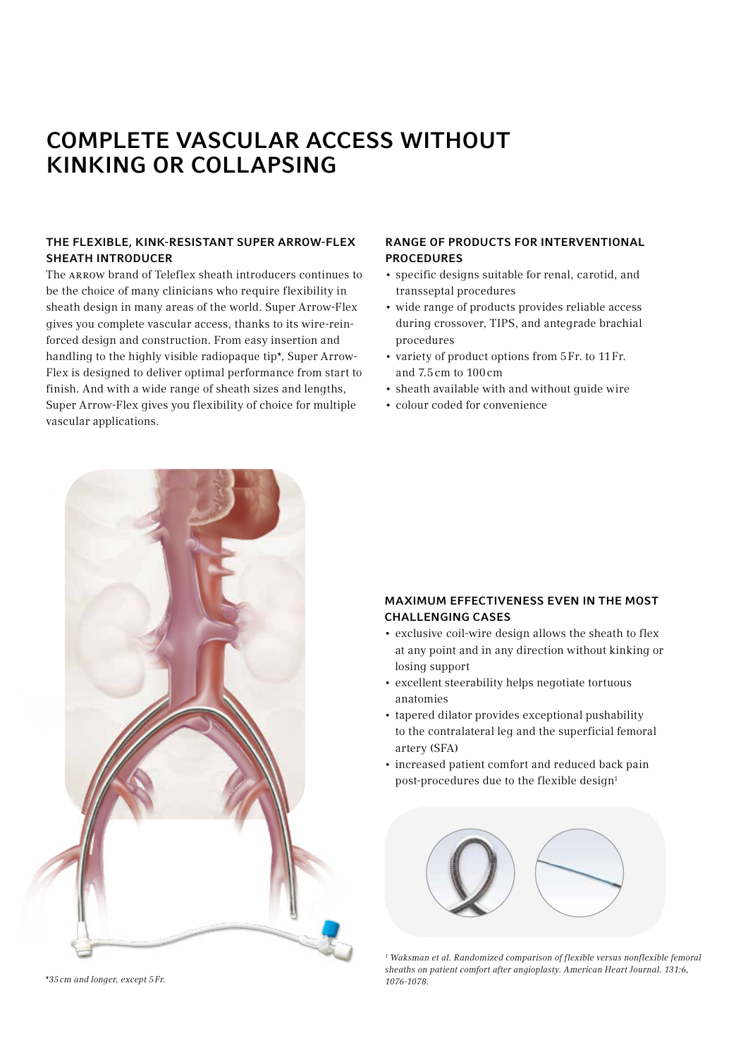# COMPLETE VASCULAR ACCESS WITHOUT KINKING OR COLLAPSING

### THE FLEXIBLE, KINK-RESISTANT SUPER ARROW-FLEX SHEATH INTRODUCER

The ARROW brand of Teleflex sheath introducers continues to be the choice of many clinicians who require flexibility in sheath design in many areas of the world. Super Arrow-Flex gives you complete vascular access, thanks to its wire-reinforced design and construction. From easy insertion and handling to the highly visible radiopaque tip*, Super Arrow-Flex is designed to deliver optimal performance from start to finish. And with a wide range of sheath sizes and lengths, Super Arrow-Flex gives you flexibility of choice for multiple vascular applications.

### RANGE OF PRODUCTS FOR INTERVENTIONAL PROCEDURES

- specific designs suitable for renal, carotid, and transseptal procedures
- wide range of products provides reliable access during crossover, TIPS, and antegrade brachial procedures
- variety of product options from 5 Fr. to 11 Fr. and 7.5 cm to 100 cm
- sheath available with and without guide wire
- colour coded for convenience

### MAXIMUM EFFECTIVENESS EVEN IN THE MOST CHALLENGING CASES

- exclusive coil-wire design allows the sheath to flex at any point and in any direction without kinking or losing support
- excellent steerability helps negotiate tortuous anatomies
- tapered dilator provides exceptional pushability to the contralateral leg and the superficial femoral artery (SFA)
- increased patient comfort and reduced back pain post-procedures due to the flexible design[1]

*35 cm and longer, except 5 Fr.

*[1] Waksman et al. Randomized comparison of flexible versus nonflexible femoral sheaths on patient comfort after angioplasty. American Heart Journal. 131:6, 1076-1078.*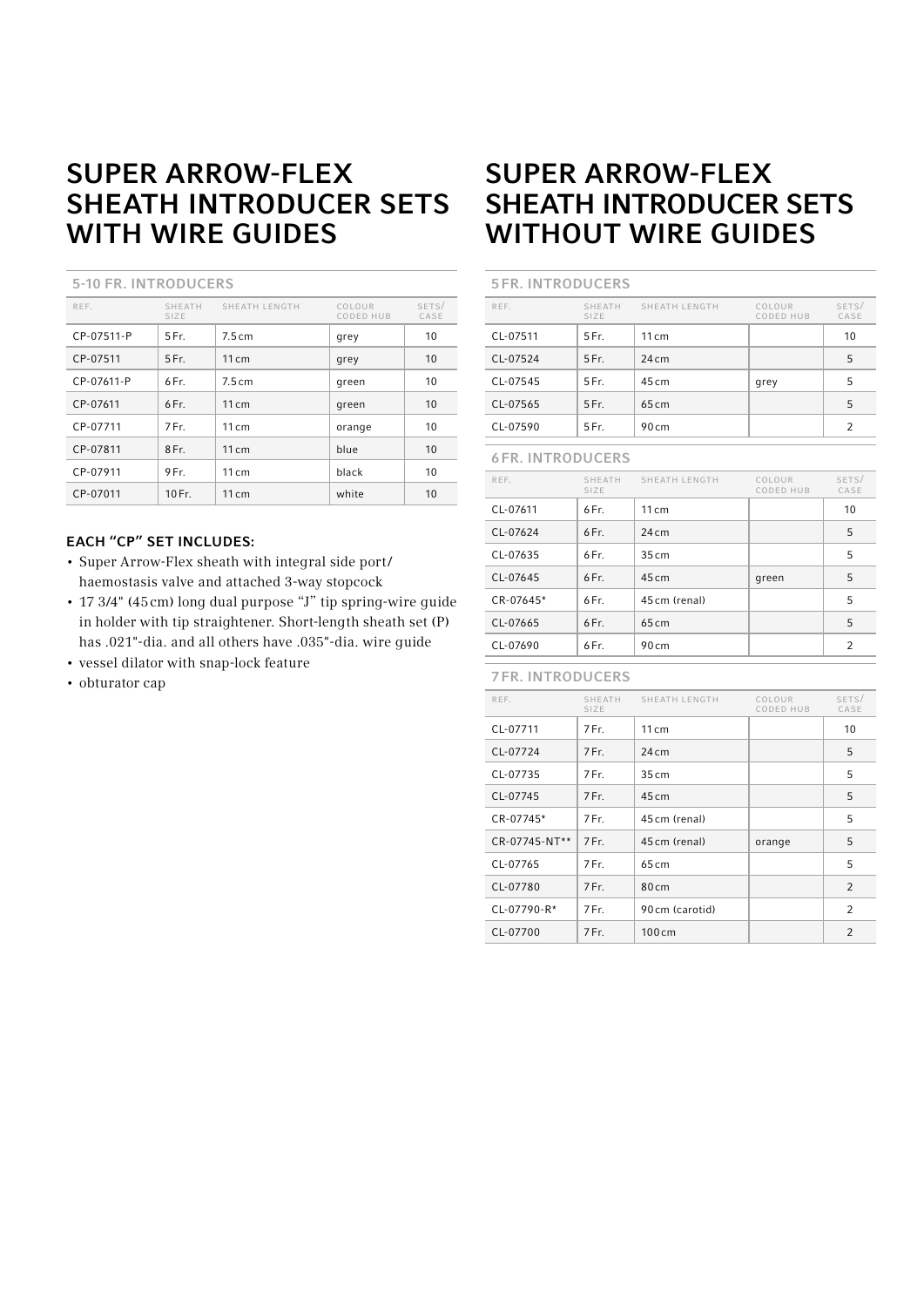# SUPER ARROW-FLEX SHEATH INTRODUCER SETS WITH WIRE GUIDES

## 5-10 FR. INTRODUCERS

| REF. | SHEATH SIZE | SHEATH LENGTH | COLOUR CODED HUB | SETS/ CASE |
|---|---|---|---|---|
| CP-07511-P | 5 Fr. | 7.5 cm | grey | 10 |
| CP-07511 | 5 Fr. | 11 cm | grey | 10 |
| CP-07611-P | 6 Fr. | 7.5 cm | green | 10 |
| CP-07611 | 6 Fr. | 11 cm | green | 10 |
| CP-07711 | 7 Fr. | 11 cm | orange | 10 |
| CP-07811 | 8 Fr. | 11 cm | blue | 10 |
| CP-07911 | 9 Fr. | 11 cm | black | 10 |
| CP-07011 | 10 Fr. | 11 cm | white | 10 |

### EACH "CP" SET INCLUDES:

- Super Arrow-Flex sheath with integral side port/ haemostasis valve and attached 3-way stopcock
- 17 3/4" (45 cm) long dual purpose "J" tip spring-wire guide in holder with tip straightener. Short-length sheath set (P) has .021"-dia. and all others have .035"-dia. wire guide
- vessel dilator with snap-lock feature
- obturator cap

# SUPER ARROW-FLEX SHEATH INTRODUCER SETS WITHOUT WIRE GUIDES

## 5 FR. INTRODUCERS

| REF. | SHEATH SIZE | SHEATH LENGTH | COLOUR CODED HUB | SETS/ CASE |
|---|---|---|---|---|
| CL-07511 | 5 Fr. | 11 cm | | 10 |
| CL-07524 | 5 Fr. | 24 cm | | 5 |
| CL-07545 | 5 Fr. | 45 cm | grey | 5 |
| CL-07565 | 5 Fr. | 65 cm | | 5 |
| CL-07590 | 5 Fr. | 90 cm | | 2 |

## 6 FR. INTRODUCERS

| REF. | SHEATH SIZE | SHEATH LENGTH | COLOUR CODED HUB | SETS/ CASE |
|---|---|---|---|---|
| CL-07611 | 6 Fr. | 11 cm | | 10 |
| CL-07624 | 6 Fr. | 24 cm | | 5 |
| CL-07635 | 6 Fr. | 35 cm | | 5 |
| CL-07645 | 6 Fr. | 45 cm | green | 5 |
| CR-07645* | 6 Fr. | 45 cm (renal) | | 5 |
| CL-07665 | 6 Fr. | 65 cm | | 5 |
| CL-07690 | 6 Fr. | 90 cm | | 2 |

## 7 FR. INTRODUCERS

| REF. | SHEATH SIZE | SHEATH LENGTH | COLOUR CODED HUB | SETS/ CASE |
|---|---|---|---|---|
| CL-07711 | 7 Fr. | 11 cm | | 10 |
| CL-07724 | 7 Fr. | 24 cm | | 5 |
| CL-07735 | 7 Fr. | 35 cm | | 5 |
| CL-07745 | 7 Fr. | 45 cm | | 5 |
| CR-07745* | 7 Fr. | 45 cm (renal) | | 5 |
| CR-07745-NT** | 7 Fr. | 45 cm (renal) | orange | 5 |
| CL-07765 | 7 Fr. | 65 cm | | 5 |
| CL-07780 | 7 Fr. | 80 cm | | 2 |
| CL-07790-R* | 7 Fr. | 90 cm (carotid) | | 2 |
| CL-07700 | 7 Fr. | 100 cm | | 2 |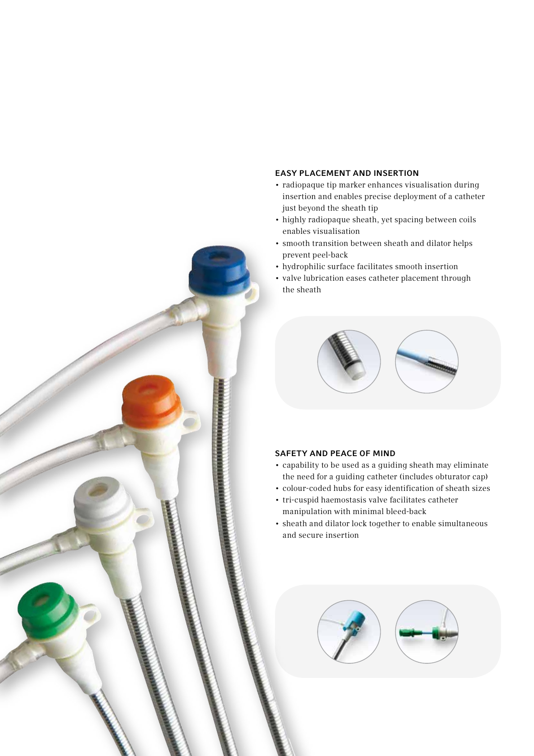## EASY PLACEMENT AND INSERTION

- radiopaque tip marker enhances visualisation during insertion and enables precise deployment of a catheter just beyond the sheath tip
- highly radiopaque sheath, yet spacing between coils enables visualisation
- smooth transition between sheath and dilator helps prevent peel-back
- hydrophilic surface facilitates smooth insertion
- valve lubrication eases catheter placement through the sheath

## SAFETY AND PEACE OF MIND

- capability to be used as a guiding sheath may eliminate the need for a guiding catheter (includes obturator cap)
- colour-coded hubs for easy identification of sheath sizes
- tri-cuspid haemostasis valve facilitates catheter manipulation with minimal bleed-back
- sheath and dilator lock together to enable simultaneous and secure insertion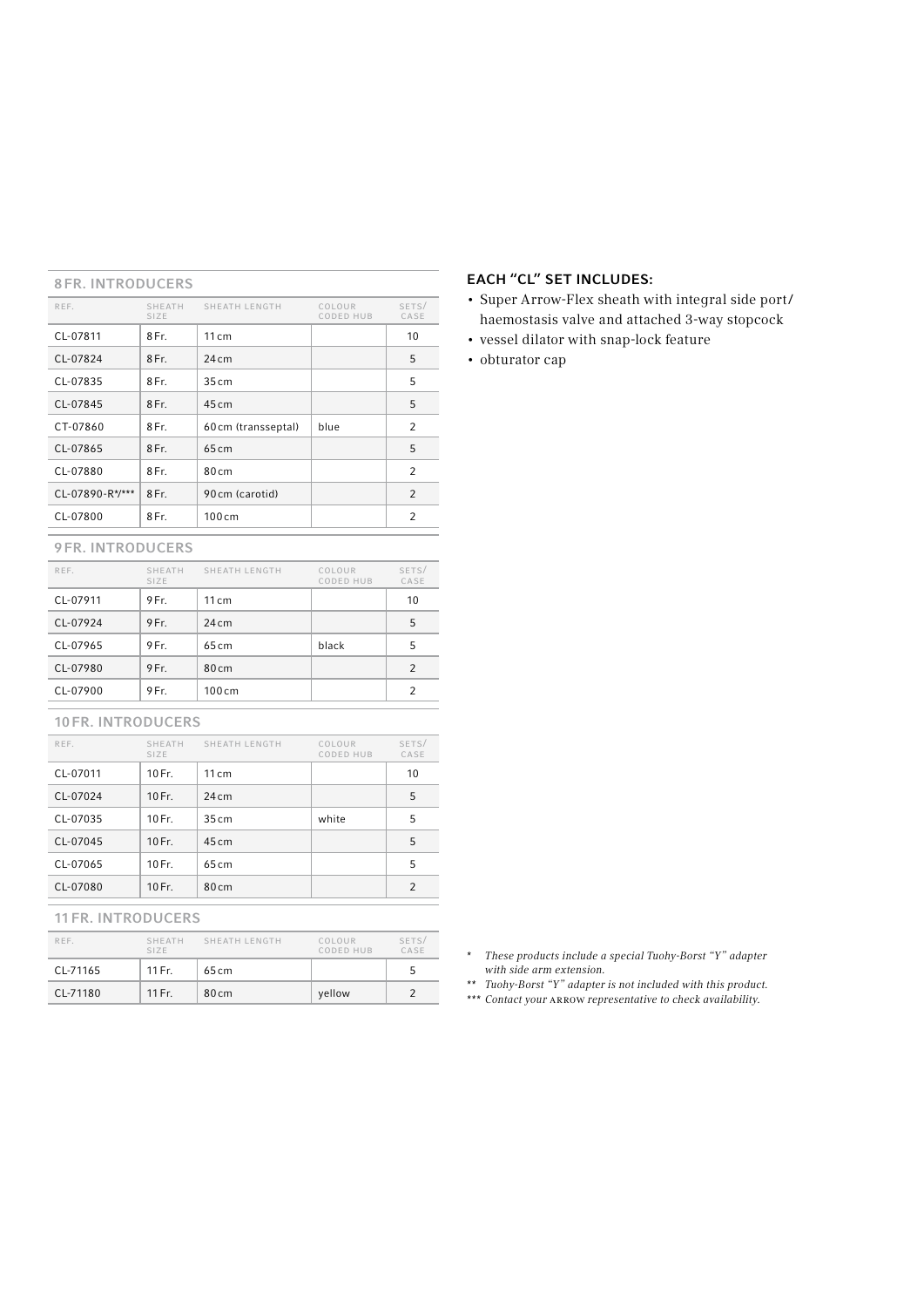## 8 FR. INTRODUCERS

| REF. | SHEATH SIZE | SHEATH LENGTH | COLOUR CODED HUB | SETS/ CASE |
|---|---|---|---|---|
| CL-07811 | 8 Fr. | 11 cm | | 10 |
| CL-07824 | 8 Fr. | 24 cm | | 5 |
| CL-07835 | 8 Fr. | 35 cm | | 5 |
| CL-07845 | 8 Fr. | 45 cm | | 5 |
| CT-07860 | 8 Fr. | 60 cm (transseptal) | blue | 2 |
| CL-07865 | 8 Fr. | 65 cm | | 5 |
| CL-07880 | 8 Fr. | 80 cm | | 2 |
| CL-07890-R*/*** | 8 Fr. | 90 cm (carotid) | | 2 |
| CL-07800 | 8 Fr. | 100 cm | | 2 |

## 9 FR. INTRODUCERS

| REF. | SHEATH SIZE | SHEATH LENGTH | COLOUR CODED HUB | SETS/ CASE |
|---|---|---|---|---|
| CL-07911 | 9 Fr. | 11 cm | | 10 |
| CL-07924 | 9 Fr. | 24 cm | | 5 |
| CL-07965 | 9 Fr. | 65 cm | black | 5 |
| CL-07980 | 9 Fr. | 80 cm | | 2 |
| CL-07900 | 9 Fr. | 100 cm | | 2 |

## 10 FR. INTRODUCERS

| REF. | SHEATH SIZE | SHEATH LENGTH | COLOUR CODED HUB | SETS/ CASE |
|---|---|---|---|---|
| CL-07011 | 10 Fr. | 11 cm | | 10 |
| CL-07024 | 10 Fr. | 24 cm | | 5 |
| CL-07035 | 10 Fr. | 35 cm | white | 5 |
| CL-07045 | 10 Fr. | 45 cm | | 5 |
| CL-07065 | 10 Fr. | 65 cm | | 5 |
| CL-07080 | 10 Fr. | 80 cm | | 2 |

## 11 FR. INTRODUCERS

| REF. | SHEATH SIZE | SHEATH LENGTH | COLOUR CODED HUB | SETS/ CASE |
|---|---|---|---|---|
| CL-71165 | 11 Fr. | 65 cm | | 5 |
| CL-71180 | 11 Fr. | 80 cm | yellow | 2 |

**EACH "CL" SET INCLUDES:**

- Super Arrow-Flex sheath with integral side port/ haemostasis valve and attached 3-way stopcock
- vessel dilator with snap-lock feature
- obturator cap

\* *These products include a special Tuohy-Borst "Y" adapter with side arm extension.*

\*\* *Tuohy-Borst "Y" adapter is not included with this product.*

\*\*\* *Contact your ARROW representative to check availability.*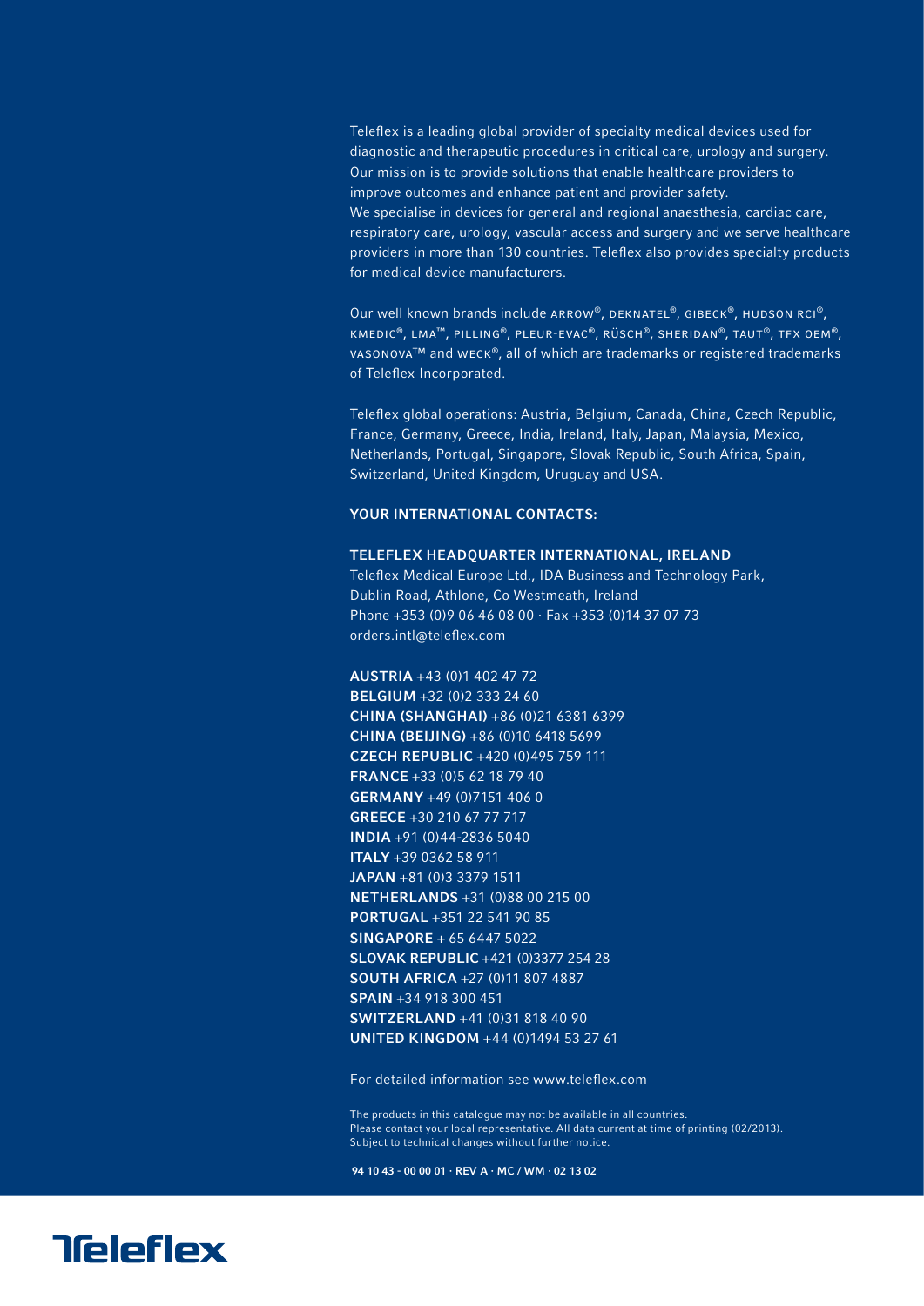Teleflex is a leading global provider of specialty medical devices used for diagnostic and therapeutic procedures in critical care, urology and surgery. Our mission is to provide solutions that enable healthcare providers to improve outcomes and enhance patient and provider safety.
We specialise in devices for general and regional anaesthesia, cardiac care, respiratory care, urology, vascular access and surgery and we serve healthcare providers in more than 130 countries. Teleflex also provides specialty products for medical device manufacturers.

Our well known brands include ARROW®, DEKNATEL®, GIBECK®, HUDSON RCI®, KMEDIC®, LMA™, PILLING®, PLEUR-EVAC®, RÜSCH®, SHERIDAN®, TAUT®, TFX OEM®, VASONOVA™ and WECK®, all of which are trademarks or registered trademarks of Teleflex Incorporated.

Teleflex global operations: Austria, Belgium, Canada, China, Czech Republic, France, Germany, Greece, India, Ireland, Italy, Japan, Malaysia, Mexico, Netherlands, Portugal, Singapore, Slovak Republic, South Africa, Spain, Switzerland, United Kingdom, Uruguay and USA.

**YOUR INTERNATIONAL CONTACTS:**

**TELEFLEX HEADQUARTER INTERNATIONAL, IRELAND**
Teleflex Medical Europe Ltd., IDA Business and Technology Park,
Dublin Road, Athlone, Co Westmeath, Ireland
Phone +353 (0)9 06 46 08 00 · Fax +353 (0)14 37 07 73
orders.intl@teleflex.com

**AUSTRIA** +43 (0)1 402 47 72
**BELGIUM** +32 (0)2 333 24 60
**CHINA (SHANGHAI)** +86 (0)21 6381 6399
**CHINA (BEIJING)** +86 (0)10 6418 5699
**CZECH REPUBLIC** +420 (0)495 759 111
**FRANCE** +33 (0)5 62 18 79 40
**GERMANY** +49 (0)7151 406 0
**GREECE** +30 210 67 77 717
**INDIA** +91 (0)44-2836 5040
**ITALY** +39 0362 58 911
**JAPAN** +81 (0)3 3379 1511
**NETHERLANDS** +31 (0)88 00 215 00
**PORTUGAL** +351 22 541 90 85
**SINGAPORE** + 65 6447 5022
**SLOVAK REPUBLIC** +421 (0)3377 254 28
**SOUTH AFRICA** +27 (0)11 807 4887
**SPAIN** +34 918 300 451
**SWITZERLAND** +41 (0)31 818 40 90
**UNITED KINGDOM** +44 (0)1494 53 27 61

For detailed information see www.teleflex.com

The products in this catalogue may not be available in all countries.
Please contact your local representative. All data current at time of printing (02/2013).
Subject to technical changes without further notice.

**94 10 43 - 00 00 01 · REV A · MC / WM · 02 13 02**

Teleflex